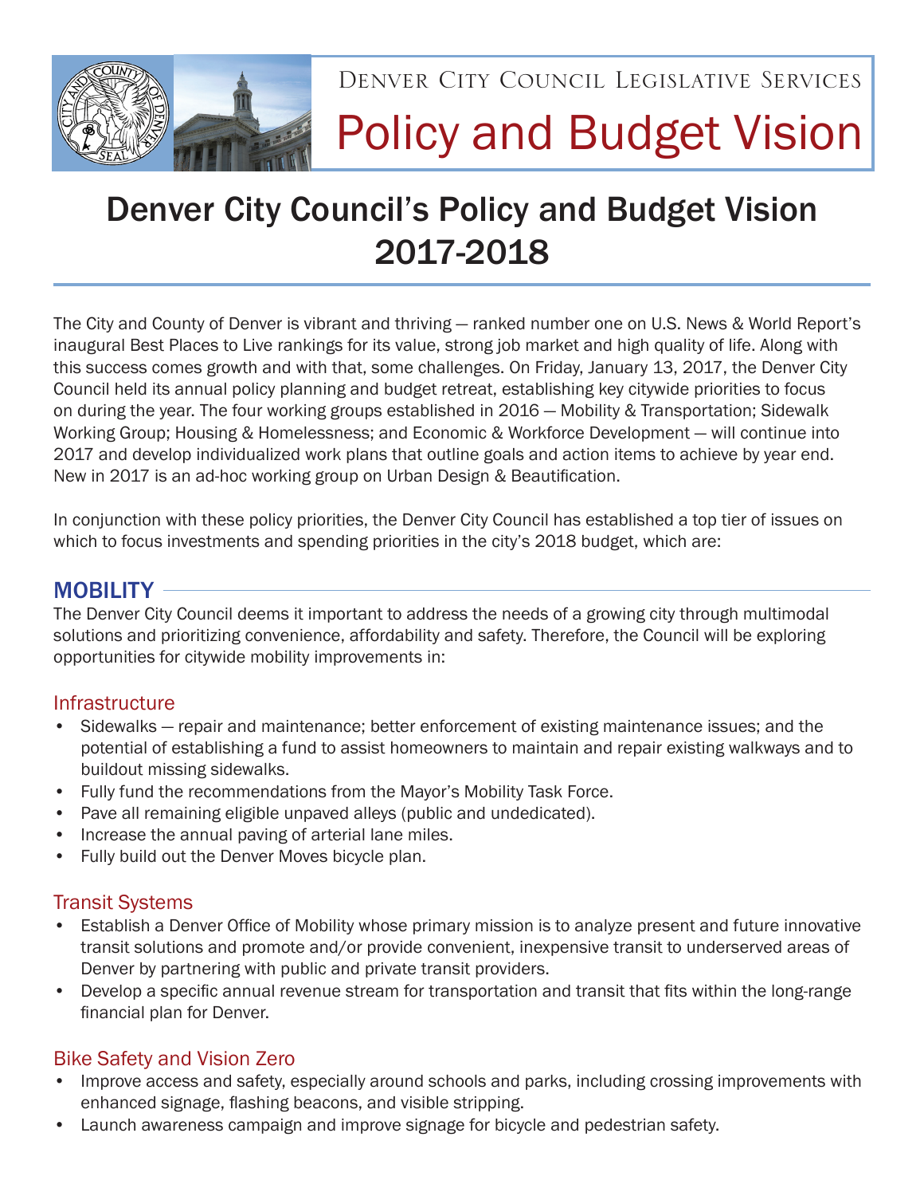Denver City Council Legislative Services

# Policy and Budget Vision

## Denver City Council's Policy and Budget Vision 2017-2018

The City and County of Denver is vibrant and thriving — ranked number one on U.S. News & World Report's inaugural Best Places to Live rankings for its value, strong job market and high quality of life. Along with this success comes growth and with that, some challenges. On Friday, January 13, 2017, the Denver City Council held its annual policy planning and budget retreat, establishing key citywide priorities to focus on during the year. The four working groups established in 2016 — Mobility & Transportation; Sidewalk Working Group; Housing & Homelessness; and Economic & Workforce Development — will continue into 2017 and develop individualized work plans that outline goals and action items to achieve by year end. New in 2017 is an ad-hoc working group on Urban Design & Beautification.

In conjunction with these policy priorities, the Denver City Council has established a top tier of issues on which to focus investments and spending priorities in the city's 2018 budget, which are:

## MOBILITY

The Denver City Council deems it important to address the needs of a growing city through multimodal solutions and prioritizing convenience, affordability and safety. Therefore, the Council will be exploring opportunities for citywide mobility improvements in:

### Infrastructure

- Sidewalks — repair and maintenance; better enforcement of existing maintenance issues; and the potential of establishing a fund to assist homeowners to maintain and repair existing walkways and to buildout missing sidewalks.
- Fully fund the recommendations from the Mayor's Mobility Task Force.
- Pave all remaining eligible unpaved alleys (public and undedicated).
- Increase the annual paving of arterial lane miles.
- Fully build out the Denver Moves bicycle plan.

### Transit Systems

- Establish a Denver Office of Mobility whose primary mission is to analyze present and future innovative transit solutions and promote and/or provide convenient, inexpensive transit to underserved areas of Denver by partnering with public and private transit providers.
- Develop a specific annual revenue stream for transportation and transit that fits within the long-range financial plan for Denver.

### Bike Safety and Vision Zero

- Improve access and safety, especially around schools and parks, including crossing improvements with enhanced signage, flashing beacons, and visible stripping.
- Launch awareness campaign and improve signage for bicycle and pedestrian safety.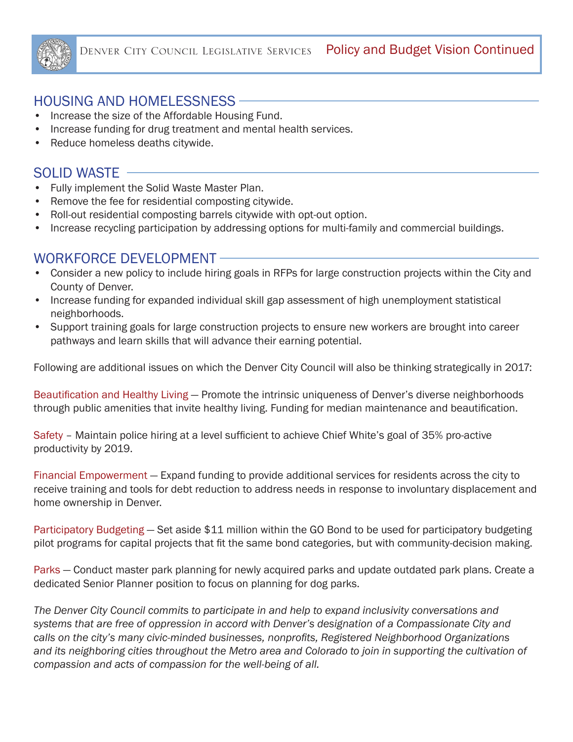## HOUSING AND HOMELESSNESS

- Increase the size of the Affordable Housing Fund.
- Increase funding for drug treatment and mental health services.
- Reduce homeless deaths citywide.

## SOLID WASTE

- Fully implement the Solid Waste Master Plan.
- Remove the fee for residential composting citywide.
- Roll-out residential composting barrels citywide with opt-out option.
- Increase recycling participation by addressing options for multi-family and commercial buildings.

## WORKFORCE DEVELOPMENT

- Consider a new policy to include hiring goals in RFPs for large construction projects within the City and County of Denver.
- Increase funding for expanded individual skill gap assessment of high unemployment statistical neighborhoods.
- Support training goals for large construction projects to ensure new workers are brought into career pathways and learn skills that will advance their earning potential.

Following are additional issues on which the Denver City Council will also be thinking strategically in 2017:

Beautification and Healthy Living — Promote the intrinsic uniqueness of Denver's diverse neighborhoods through public amenities that invite healthy living. Funding for median maintenance and beautification.

Safety – Maintain police hiring at a level sufficient to achieve Chief White's goal of 35% pro-active productivity by 2019.

Financial Empowerment — Expand funding to provide additional services for residents across the city to receive training and tools for debt reduction to address needs in response to involuntary displacement and home ownership in Denver.

Participatory Budgeting — Set aside $11 million within the GO Bond to be used for participatory budgeting pilot programs for capital projects that fit the same bond categories, but with community-decision making.

Parks — Conduct master park planning for newly acquired parks and update outdated park plans. Create a dedicated Senior Planner position to focus on planning for dog parks.

*The Denver City Council commits to participate in and help to expand inclusivity conversations and systems that are free of oppression in accord with Denver's designation of a Compassionate City and calls on the city's many civic-minded businesses, nonprofits, Registered Neighborhood Organizations and its neighboring cities throughout the Metro area and Colorado to join in supporting the cultivation of compassion and acts of compassion for the well-being of all.*